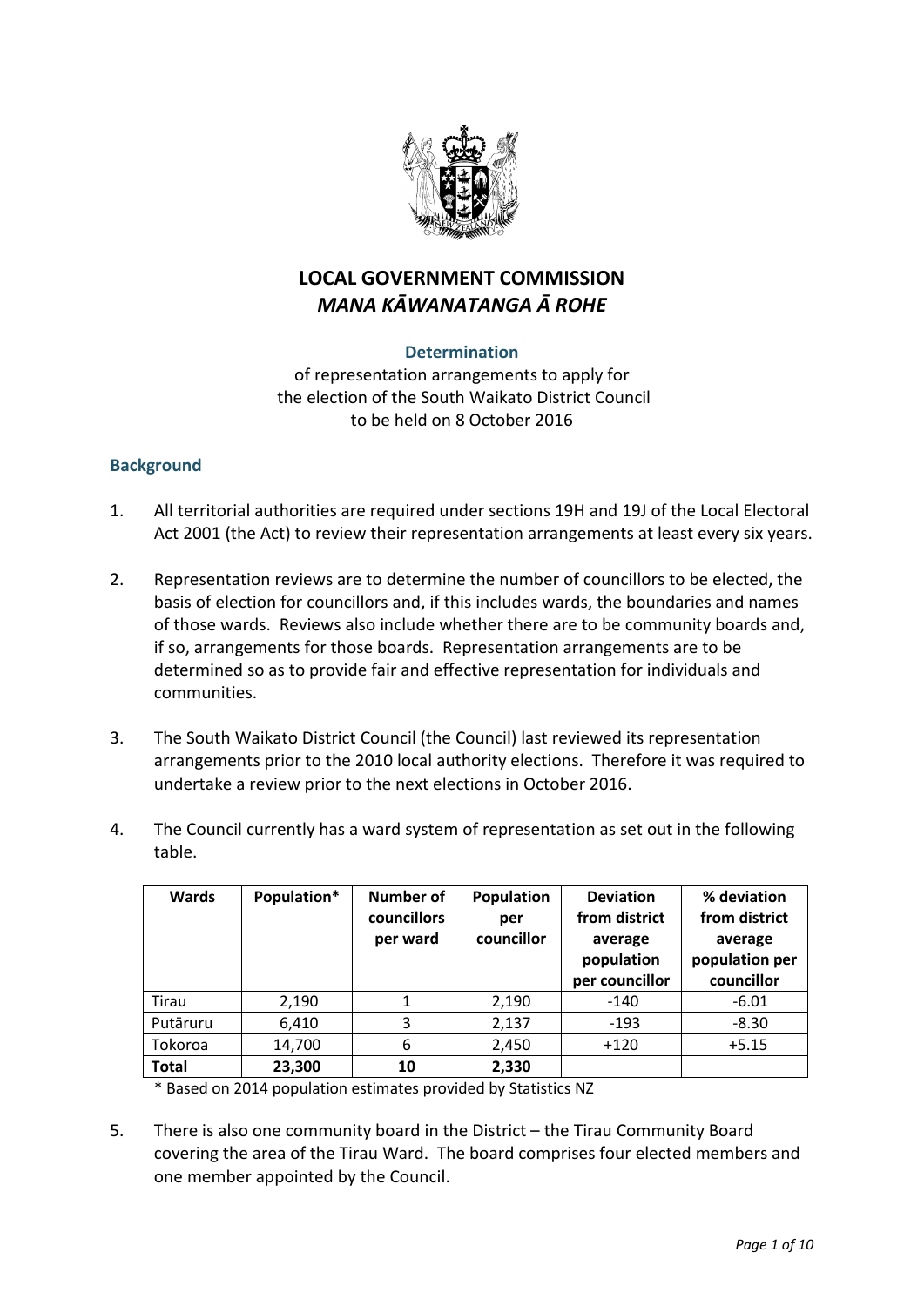# LOCAL GOVERNMENT COMMISSION
# *MANA KĀWANATANGA Ā ROHE*

### Determination

of representation arrangements to apply for the election of the South Waikato District Council to be held on 8 October 2016

## Background

1. All territorial authorities are required under sections 19H and 19J of the Local Electoral Act 2001 (the Act) to review their representation arrangements at least every six years.

2. Representation reviews are to determine the number of councillors to be elected, the basis of election for councillors and, if this includes wards, the boundaries and names of those wards. Reviews also include whether there are to be community boards and, if so, arrangements for those boards. Representation arrangements are to be determined so as to provide fair and effective representation for individuals and communities.

3. The South Waikato District Council (the Council) last reviewed its representation arrangements prior to the 2010 local authority elections. Therefore it was required to undertake a review prior to the next elections in October 2016.

4. The Council currently has a ward system of representation as set out in the following table.

| Wards | Population* | Number of councillors per ward | Population per councillor | Deviation from district average population per councillor | % deviation from district average population per councillor |
|---|---|---|---|---|---|
| Tirau | 2,190 | 1 | 2,190 | -140 | -6.01 |
| Putāruru | 6,410 | 3 | 2,137 | -193 | -8.30 |
| Tokoroa | 14,700 | 6 | 2,450 | +120 | +5.15 |
| **Total** | **23,300** | **10** | **2,330** | | |

\* Based on 2014 population estimates provided by Statistics NZ

5. There is also one community board in the District – the Tirau Community Board covering the area of the Tirau Ward. The board comprises four elected members and one member appointed by the Council.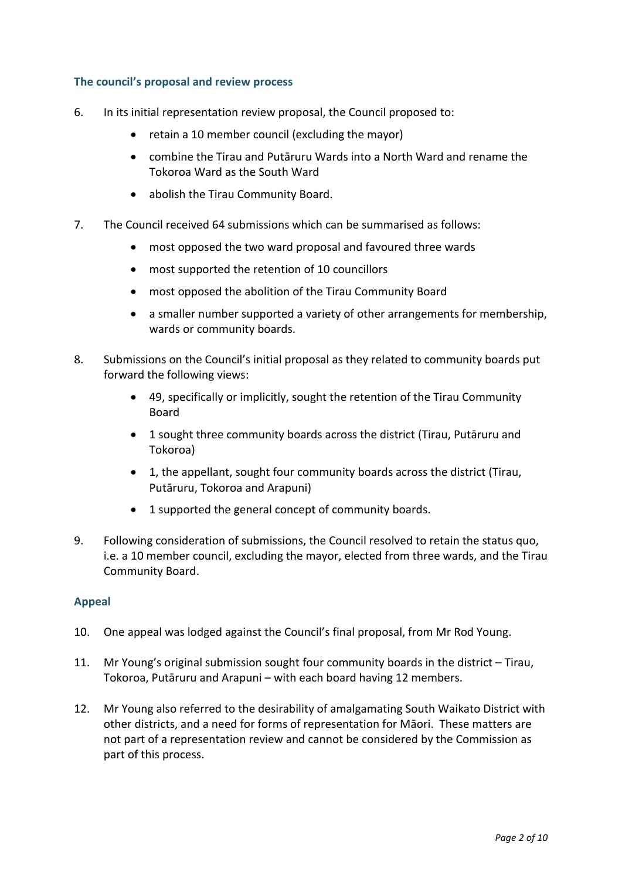### The council's proposal and review process

6. In its initial representation review proposal, the Council proposed to:
   - retain a 10 member council (excluding the mayor)
   - combine the Tirau and Putāruru Wards into a North Ward and rename the Tokoroa Ward as the South Ward
   - abolish the Tirau Community Board.

7. The Council received 64 submissions which can be summarised as follows:
   - most opposed the two ward proposal and favoured three wards
   - most supported the retention of 10 councillors
   - most opposed the abolition of the Tirau Community Board
   - a smaller number supported a variety of other arrangements for membership, wards or community boards.

8. Submissions on the Council's initial proposal as they related to community boards put forward the following views:
   - 49, specifically or implicitly, sought the retention of the Tirau Community Board
   - 1 sought three community boards across the district (Tirau, Putāruru and Tokoroa)
   - 1, the appellant, sought four community boards across the district (Tirau, Putāruru, Tokoroa and Arapuni)
   - 1 supported the general concept of community boards.

9. Following consideration of submissions, the Council resolved to retain the status quo, i.e. a 10 member council, excluding the mayor, elected from three wards, and the Tirau Community Board.

### Appeal

10. One appeal was lodged against the Council's final proposal, from Mr Rod Young.

11. Mr Young's original submission sought four community boards in the district – Tirau, Tokoroa, Putāruru and Arapuni – with each board having 12 members.

12. Mr Young also referred to the desirability of amalgamating South Waikato District with other districts, and a need for forms of representation for Māori. These matters are not part of a representation review and cannot be considered by the Commission as part of this process.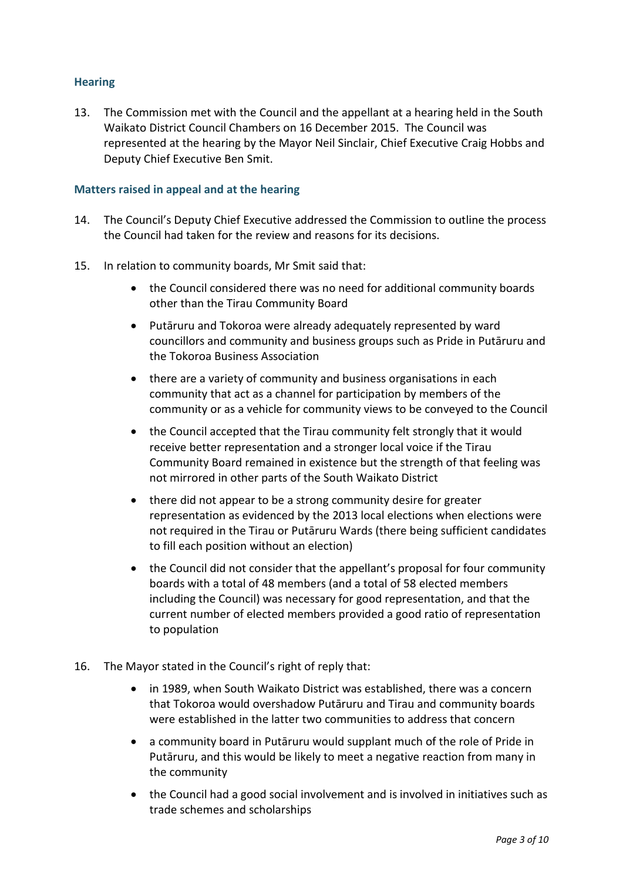## Hearing

13. The Commission met with the Council and the appellant at a hearing held in the South Waikato District Council Chambers on 16 December 2015. The Council was represented at the hearing by the Mayor Neil Sinclair, Chief Executive Craig Hobbs and Deputy Chief Executive Ben Smit.

## Matters raised in appeal and at the hearing

14. The Council's Deputy Chief Executive addressed the Commission to outline the process the Council had taken for the review and reasons for its decisions.

15. In relation to community boards, Mr Smit said that:

    - the Council considered there was no need for additional community boards other than the Tirau Community Board
    - Putāruru and Tokoroa were already adequately represented by ward councillors and community and business groups such as Pride in Putāruru and the Tokoroa Business Association
    - there are a variety of community and business organisations in each community that act as a channel for participation by members of the community or as a vehicle for community views to be conveyed to the Council
    - the Council accepted that the Tirau community felt strongly that it would receive better representation and a stronger local voice if the Tirau Community Board remained in existence but the strength of that feeling was not mirrored in other parts of the South Waikato District
    - there did not appear to be a strong community desire for greater representation as evidenced by the 2013 local elections when elections were not required in the Tirau or Putāruru Wards (there being sufficient candidates to fill each position without an election)
    - the Council did not consider that the appellant's proposal for four community boards with a total of 48 members (and a total of 58 elected members including the Council) was necessary for good representation, and that the current number of elected members provided a good ratio of representation to population

16. The Mayor stated in the Council's right of reply that:

    - in 1989, when South Waikato District was established, there was a concern that Tokoroa would overshadow Putāruru and Tirau and community boards were established in the latter two communities to address that concern
    - a community board in Putāruru would supplant much of the role of Pride in Putāruru, and this would be likely to meet a negative reaction from many in the community
    - the Council had a good social involvement and is involved in initiatives such as trade schemes and scholarships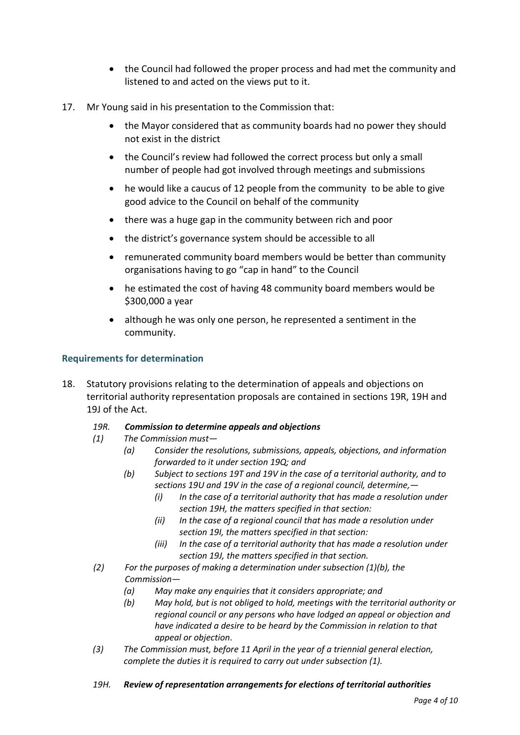- the Council had followed the proper process and had met the community and listened to and acted on the views put to it.

17. Mr Young said in his presentation to the Commission that:

    - the Mayor considered that as community boards had no power they should not exist in the district
    - the Council's review had followed the correct process but only a small number of people had got involved through meetings and submissions
    - he would like a caucus of 12 people from the community to be able to give good advice to the Council on behalf of the community
    - there was a huge gap in the community between rich and poor
    - the district's governance system should be accessible to all
    - remunerated community board members would be better than community organisations having to go "cap in hand" to the Council
    - he estimated the cost of having 48 community board members would be \$300,000 a year
    - although he was only one person, he represented a sentiment in the community.

### Requirements for determination

18. Statutory provisions relating to the determination of appeals and objections on territorial authority representation proposals are contained in sections 19R, 19H and 19J of the Act.

*19R.* ***Commission to determine appeals and objections***

*(1) The Commission must—*

*(a) Consider the resolutions, submissions, appeals, objections, and information forwarded to it under section 19Q; and*

*(b) Subject to sections 19T and 19V in the case of a territorial authority, and to sections 19U and 19V in the case of a regional council, determine,—*

*(i) In the case of a territorial authority that has made a resolution under section 19H, the matters specified in that section:*

*(ii) In the case of a regional council that has made a resolution under section 19I, the matters specified in that section:*

*(iii) In the case of a territorial authority that has made a resolution under section 19J, the matters specified in that section.*

*(2) For the purposes of making a determination under subsection (1)(b), the Commission—*

*(a) May make any enquiries that it considers appropriate; and*

*(b) May hold, but is not obliged to hold, meetings with the territorial authority or regional council or any persons who have lodged an appeal or objection and have indicated a desire to be heard by the Commission in relation to that appeal or objection.*

*(3) The Commission must, before 11 April in the year of a triennial general election, complete the duties it is required to carry out under subsection (1).*

*19H.* ***Review of representation arrangements for elections of territorial authorities***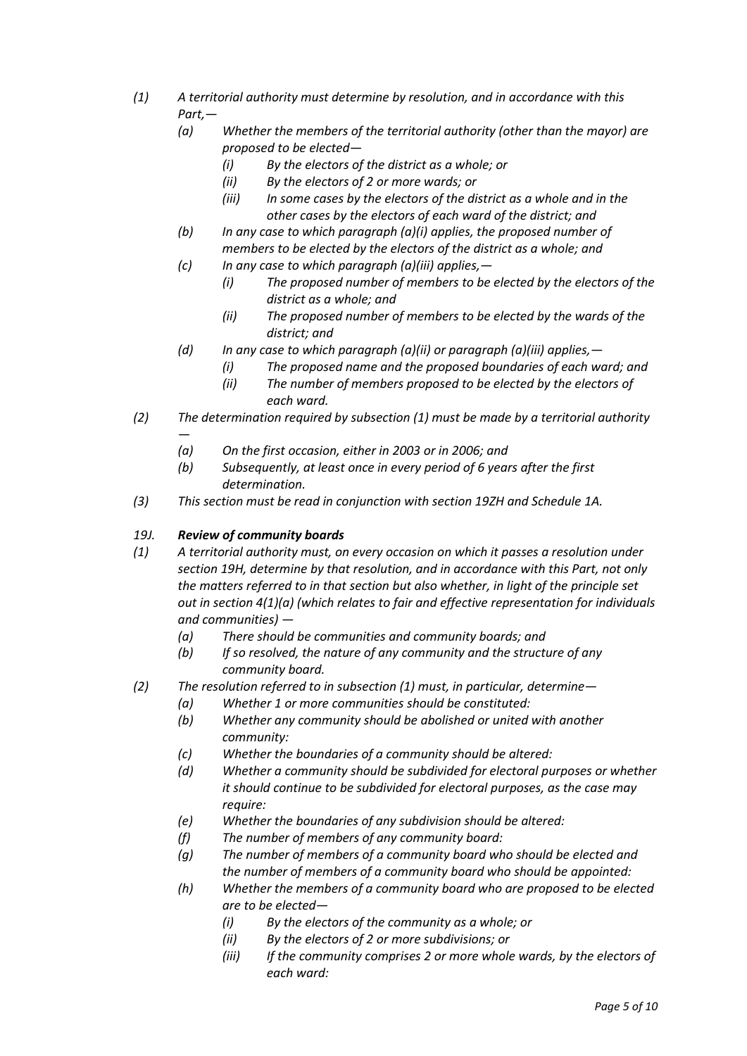*(1) A territorial authority must determine by resolution, and in accordance with this Part,—*

*(a) Whether the members of the territorial authority (other than the mayor) are proposed to be elected—*

*(i) By the electors of the district as a whole; or*

*(ii) By the electors of 2 or more wards; or*

*(iii) In some cases by the electors of the district as a whole and in the other cases by the electors of each ward of the district; and*

*(b) In any case to which paragraph (a)(i) applies, the proposed number of members to be elected by the electors of the district as a whole; and*

*(c) In any case to which paragraph (a)(iii) applies,—*

*(i) The proposed number of members to be elected by the electors of the district as a whole; and*

*(ii) The proposed number of members to be elected by the wards of the district; and*

*(d) In any case to which paragraph (a)(ii) or paragraph (a)(iii) applies,—*

*(i) The proposed name and the proposed boundaries of each ward; and*

*(ii) The number of members proposed to be elected by the electors of each ward.*

*(2) The determination required by subsection (1) must be made by a territorial authority —*

*(a) On the first occasion, either in 2003 or in 2006; and*

*(b) Subsequently, at least once in every period of 6 years after the first determination.*

*(3) This section must be read in conjunction with section 19ZH and Schedule 1A.*

### *19J. **Review of community boards***

*(1) A territorial authority must, on every occasion on which it passes a resolution under section 19H, determine by that resolution, and in accordance with this Part, not only the matters referred to in that section but also whether, in light of the principle set out in section 4(1)(a) (which relates to fair and effective representation for individuals and communities) —*

*(a) There should be communities and community boards; and*

*(b) If so resolved, the nature of any community and the structure of any community board.*

*(2) The resolution referred to in subsection (1) must, in particular, determine—*

*(a) Whether 1 or more communities should be constituted:*

*(b) Whether any community should be abolished or united with another community:*

*(c) Whether the boundaries of a community should be altered:*

*(d) Whether a community should be subdivided for electoral purposes or whether it should continue to be subdivided for electoral purposes, as the case may require:*

*(e) Whether the boundaries of any subdivision should be altered:*

*(f) The number of members of any community board:*

*(g) The number of members of a community board who should be elected and the number of members of a community board who should be appointed:*

*(h) Whether the members of a community board who are proposed to be elected are to be elected—*

*(i) By the electors of the community as a whole; or*

*(ii) By the electors of 2 or more subdivisions; or*

*(iii) If the community comprises 2 or more whole wards, by the electors of each ward:*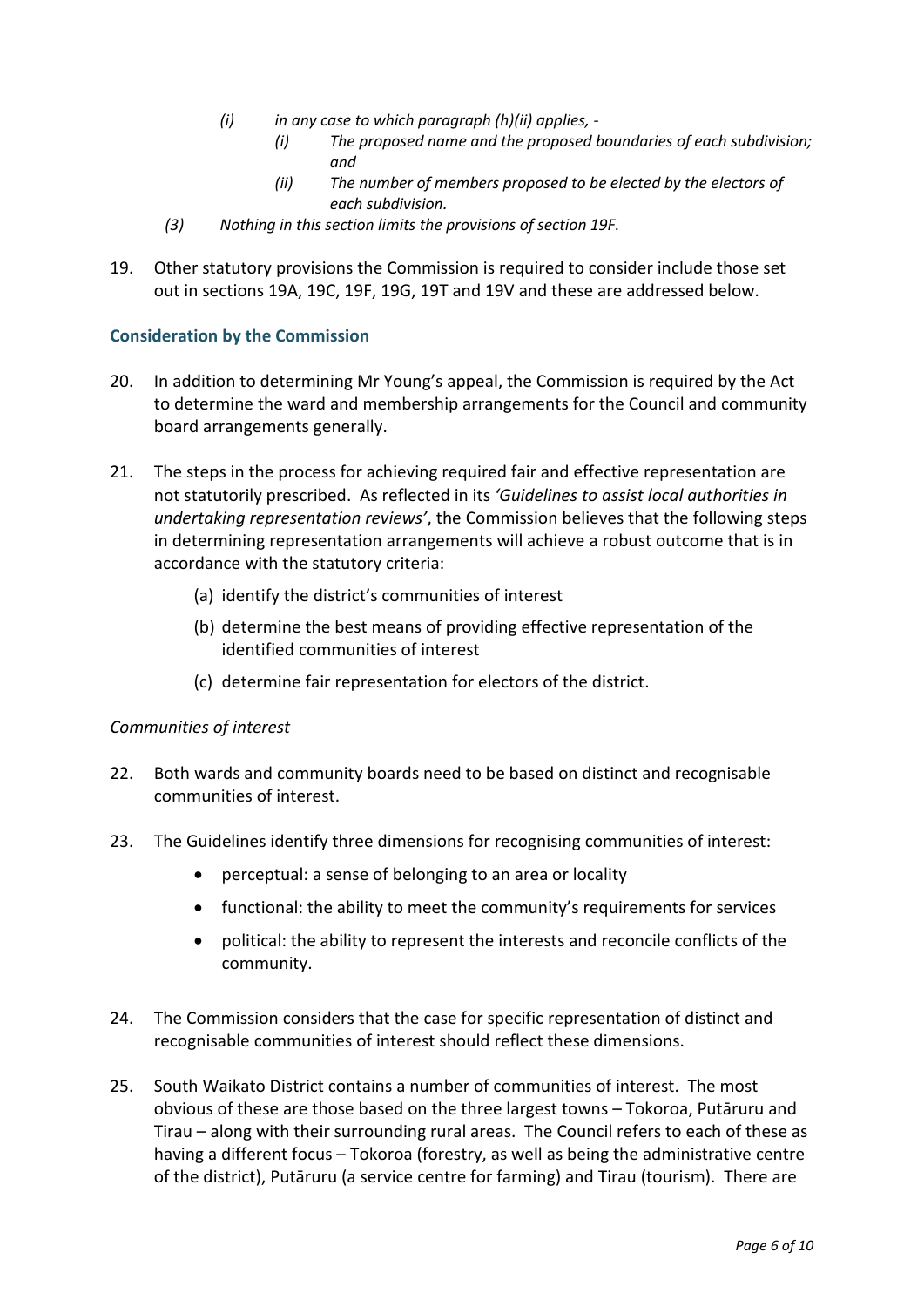- *(i) in any case to which paragraph (h)(ii) applies, -*
    - *(i) The proposed name and the proposed boundaries of each subdivision; and*
    - *(ii) The number of members proposed to be elected by the electors of each subdivision.*

*(3) Nothing in this section limits the provisions of section 19F.*

19. Other statutory provisions the Commission is required to consider include those set out in sections 19A, 19C, 19F, 19G, 19T and 19V and these are addressed below.

### Consideration by the Commission

20. In addition to determining Mr Young's appeal, the Commission is required by the Act to determine the ward and membership arrangements for the Council and community board arrangements generally.

21. The steps in the process for achieving required fair and effective representation are not statutorily prescribed. As reflected in its *'Guidelines to assist local authorities in undertaking representation reviews'*, the Commission believes that the following steps in determining representation arrangements will achieve a robust outcome that is in accordance with the statutory criteria:
    (a) identify the district's communities of interest
    (b) determine the best means of providing effective representation of the identified communities of interest
    (c) determine fair representation for electors of the district.

*Communities of interest*

22. Both wards and community boards need to be based on distinct and recognisable communities of interest.

23. The Guidelines identify three dimensions for recognising communities of interest:
    - perceptual: a sense of belonging to an area or locality
    - functional: the ability to meet the community's requirements for services
    - political: the ability to represent the interests and reconcile conflicts of the community.

24. The Commission considers that the case for specific representation of distinct and recognisable communities of interest should reflect these dimensions.

25. South Waikato District contains a number of communities of interest. The most obvious of these are those based on the three largest towns – Tokoroa, Putāruru and Tirau – along with their surrounding rural areas. The Council refers to each of these as having a different focus – Tokoroa (forestry, as well as being the administrative centre of the district), Putāruru (a service centre for farming) and Tirau (tourism). There are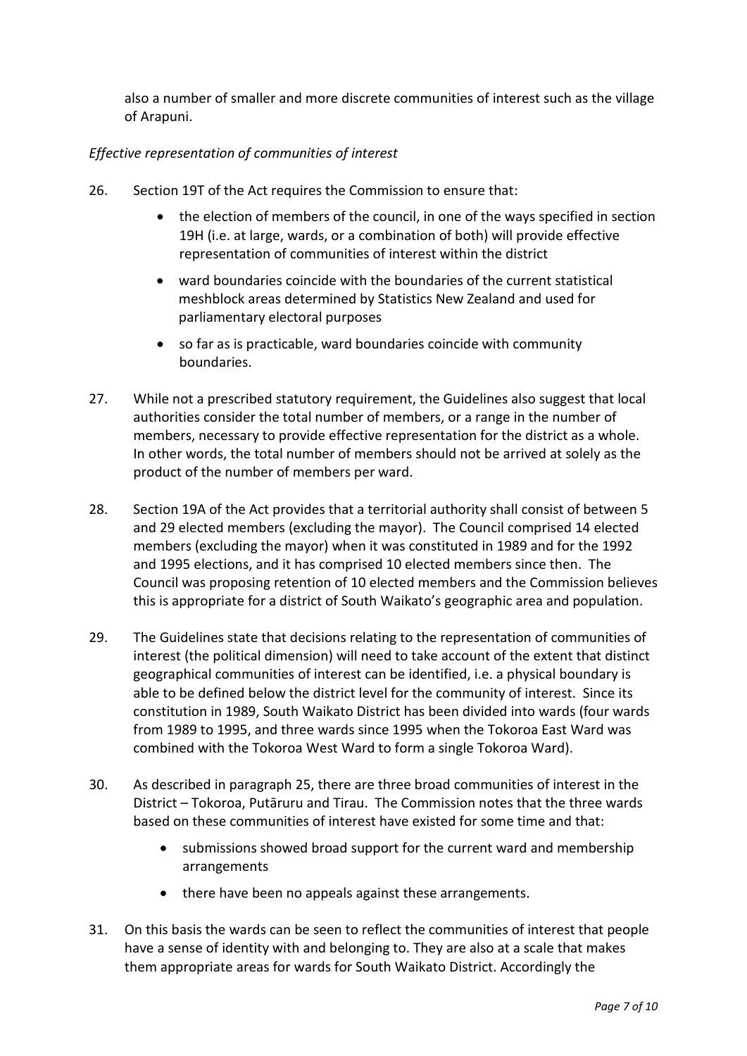also a number of smaller and more discrete communities of interest such as the village of Arapuni.

*Effective representation of communities of interest*

26. Section 19T of the Act requires the Commission to ensure that:
    - the election of members of the council, in one of the ways specified in section 19H (i.e. at large, wards, or a combination of both) will provide effective representation of communities of interest within the district
    - ward boundaries coincide with the boundaries of the current statistical meshblock areas determined by Statistics New Zealand and used for parliamentary electoral purposes
    - so far as is practicable, ward boundaries coincide with community boundaries.

27. While not a prescribed statutory requirement, the Guidelines also suggest that local authorities consider the total number of members, or a range in the number of members, necessary to provide effective representation for the district as a whole. In other words, the total number of members should not be arrived at solely as the product of the number of members per ward.

28. Section 19A of the Act provides that a territorial authority shall consist of between 5 and 29 elected members (excluding the mayor). The Council comprised 14 elected members (excluding the mayor) when it was constituted in 1989 and for the 1992 and 1995 elections, and it has comprised 10 elected members since then. The Council was proposing retention of 10 elected members and the Commission believes this is appropriate for a district of South Waikato's geographic area and population.

29. The Guidelines state that decisions relating to the representation of communities of interest (the political dimension) will need to take account of the extent that distinct geographical communities of interest can be identified, i.e. a physical boundary is able to be defined below the district level for the community of interest. Since its constitution in 1989, South Waikato District has been divided into wards (four wards from 1989 to 1995, and three wards since 1995 when the Tokoroa East Ward was combined with the Tokoroa West Ward to form a single Tokoroa Ward).

30. As described in paragraph 25, there are three broad communities of interest in the District – Tokoroa, Putāruru and Tirau. The Commission notes that the three wards based on these communities of interest have existed for some time and that:
    - submissions showed broad support for the current ward and membership arrangements
    - there have been no appeals against these arrangements.

31. On this basis the wards can be seen to reflect the communities of interest that people have a sense of identity with and belonging to. They are also at a scale that makes them appropriate areas for wards for South Waikato District. Accordingly the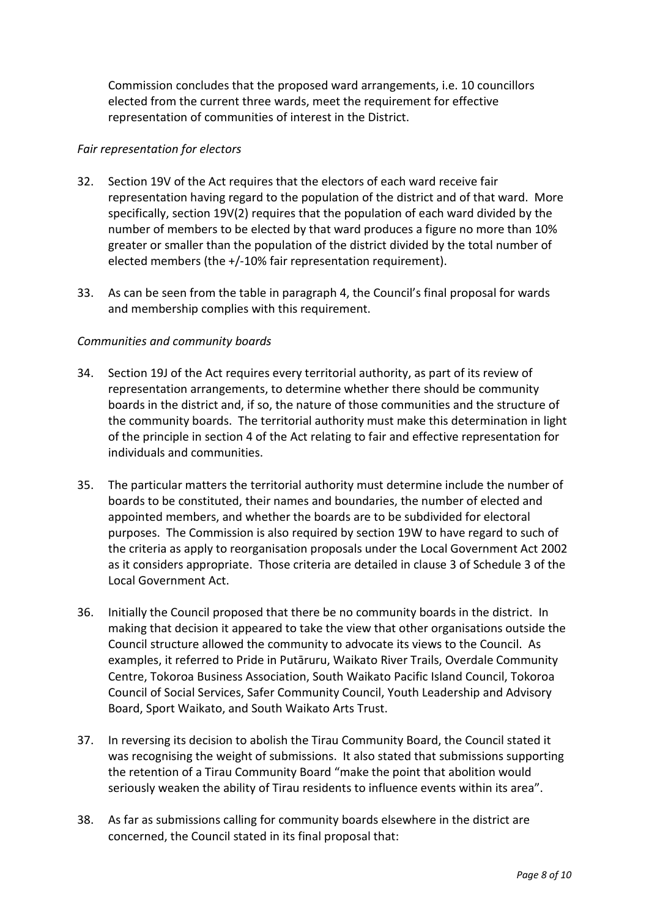Commission concludes that the proposed ward arrangements, i.e. 10 councillors elected from the current three wards, meet the requirement for effective representation of communities of interest in the District.

*Fair representation for electors*

32. Section 19V of the Act requires that the electors of each ward receive fair representation having regard to the population of the district and of that ward. More specifically, section 19V(2) requires that the population of each ward divided by the number of members to be elected by that ward produces a figure no more than 10% greater or smaller than the population of the district divided by the total number of elected members (the +/-10% fair representation requirement).

33. As can be seen from the table in paragraph 4, the Council's final proposal for wards and membership complies with this requirement.

*Communities and community boards*

34. Section 19J of the Act requires every territorial authority, as part of its review of representation arrangements, to determine whether there should be community boards in the district and, if so, the nature of those communities and the structure of the community boards. The territorial authority must make this determination in light of the principle in section 4 of the Act relating to fair and effective representation for individuals and communities.

35. The particular matters the territorial authority must determine include the number of boards to be constituted, their names and boundaries, the number of elected and appointed members, and whether the boards are to be subdivided for electoral purposes. The Commission is also required by section 19W to have regard to such of the criteria as apply to reorganisation proposals under the Local Government Act 2002 as it considers appropriate. Those criteria are detailed in clause 3 of Schedule 3 of the Local Government Act.

36. Initially the Council proposed that there be no community boards in the district. In making that decision it appeared to take the view that other organisations outside the Council structure allowed the community to advocate its views to the Council. As examples, it referred to Pride in Putāruru, Waikato River Trails, Overdale Community Centre, Tokoroa Business Association, South Waikato Pacific Island Council, Tokoroa Council of Social Services, Safer Community Council, Youth Leadership and Advisory Board, Sport Waikato, and South Waikato Arts Trust.

37. In reversing its decision to abolish the Tirau Community Board, the Council stated it was recognising the weight of submissions. It also stated that submissions supporting the retention of a Tirau Community Board "make the point that abolition would seriously weaken the ability of Tirau residents to influence events within its area".

38. As far as submissions calling for community boards elsewhere in the district are concerned, the Council stated in its final proposal that: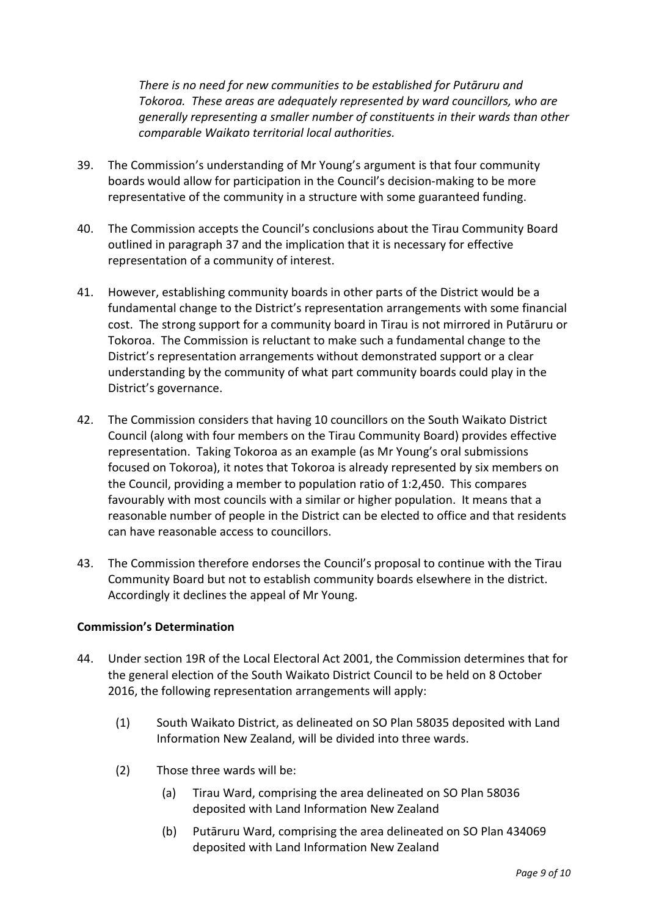*There is no need for new communities to be established for Putāruru and Tokoroa. These areas are adequately represented by ward councillors, who are generally representing a smaller number of constituents in their wards than other comparable Waikato territorial local authorities.*

39. The Commission's understanding of Mr Young's argument is that four community boards would allow for participation in the Council's decision-making to be more representative of the community in a structure with some guaranteed funding.

40. The Commission accepts the Council's conclusions about the Tirau Community Board outlined in paragraph 37 and the implication that it is necessary for effective representation of a community of interest.

41. However, establishing community boards in other parts of the District would be a fundamental change to the District's representation arrangements with some financial cost. The strong support for a community board in Tirau is not mirrored in Putāruru or Tokoroa. The Commission is reluctant to make such a fundamental change to the District's representation arrangements without demonstrated support or a clear understanding by the community of what part community boards could play in the District's governance.

42. The Commission considers that having 10 councillors on the South Waikato District Council (along with four members on the Tirau Community Board) provides effective representation. Taking Tokoroa as an example (as Mr Young's oral submissions focused on Tokoroa), it notes that Tokoroa is already represented by six members on the Council, providing a member to population ratio of 1:2,450. This compares favourably with most councils with a similar or higher population. It means that a reasonable number of people in the District can be elected to office and that residents can have reasonable access to councillors.

43. The Commission therefore endorses the Council's proposal to continue with the Tirau Community Board but not to establish community boards elsewhere in the district. Accordingly it declines the appeal of Mr Young.

**Commission's Determination**

44. Under section 19R of the Local Electoral Act 2001, the Commission determines that for the general election of the South Waikato District Council to be held on 8 October 2016, the following representation arrangements will apply:

   (1) South Waikato District, as delineated on SO Plan 58035 deposited with Land Information New Zealand, will be divided into three wards.

   (2) Those three wards will be:

      (a) Tirau Ward, comprising the area delineated on SO Plan 58036 deposited with Land Information New Zealand

      (b) Putāruru Ward, comprising the area delineated on SO Plan 434069 deposited with Land Information New Zealand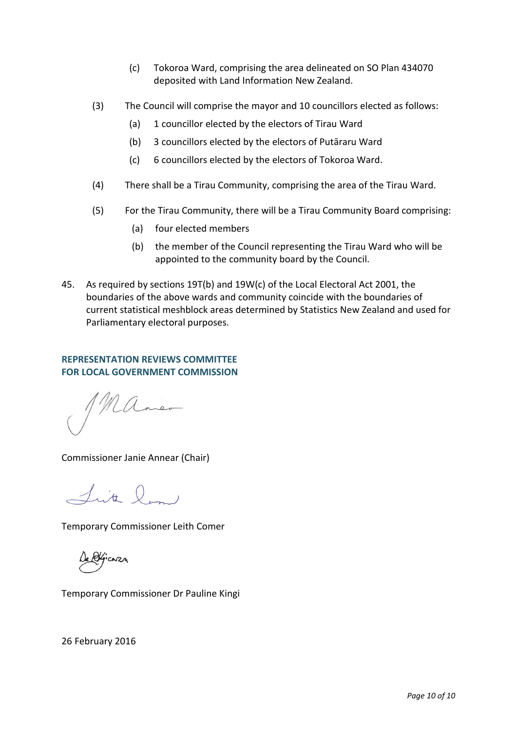(c) Tokoroa Ward, comprising the area delineated on SO Plan 434070 deposited with Land Information New Zealand.

(3) The Council will comprise the mayor and 10 councillors elected as follows:

(a) 1 councillor elected by the electors of Tirau Ward

(b) 3 councillors elected by the electors of Putāraru Ward

(c) 6 councillors elected by the electors of Tokoroa Ward.

(4) There shall be a Tirau Community, comprising the area of the Tirau Ward.

(5) For the Tirau Community, there will be a Tirau Community Board comprising:

(a) four elected members

(b) the member of the Council representing the Tirau Ward who will be appointed to the community board by the Council.

45. As required by sections 19T(b) and 19W(c) of the Local Electoral Act 2001, the boundaries of the above wards and community coincide with the boundaries of current statistical meshblock areas determined by Statistics New Zealand and used for Parliamentary electoral purposes.

**REPRESENTATION REVIEWS COMMITTEE FOR LOCAL GOVERNMENT COMMISSION**

Commissioner Janie Annear (Chair)

Temporary Commissioner Leith Comer

Temporary Commissioner Dr Pauline Kingi

26 February 2016